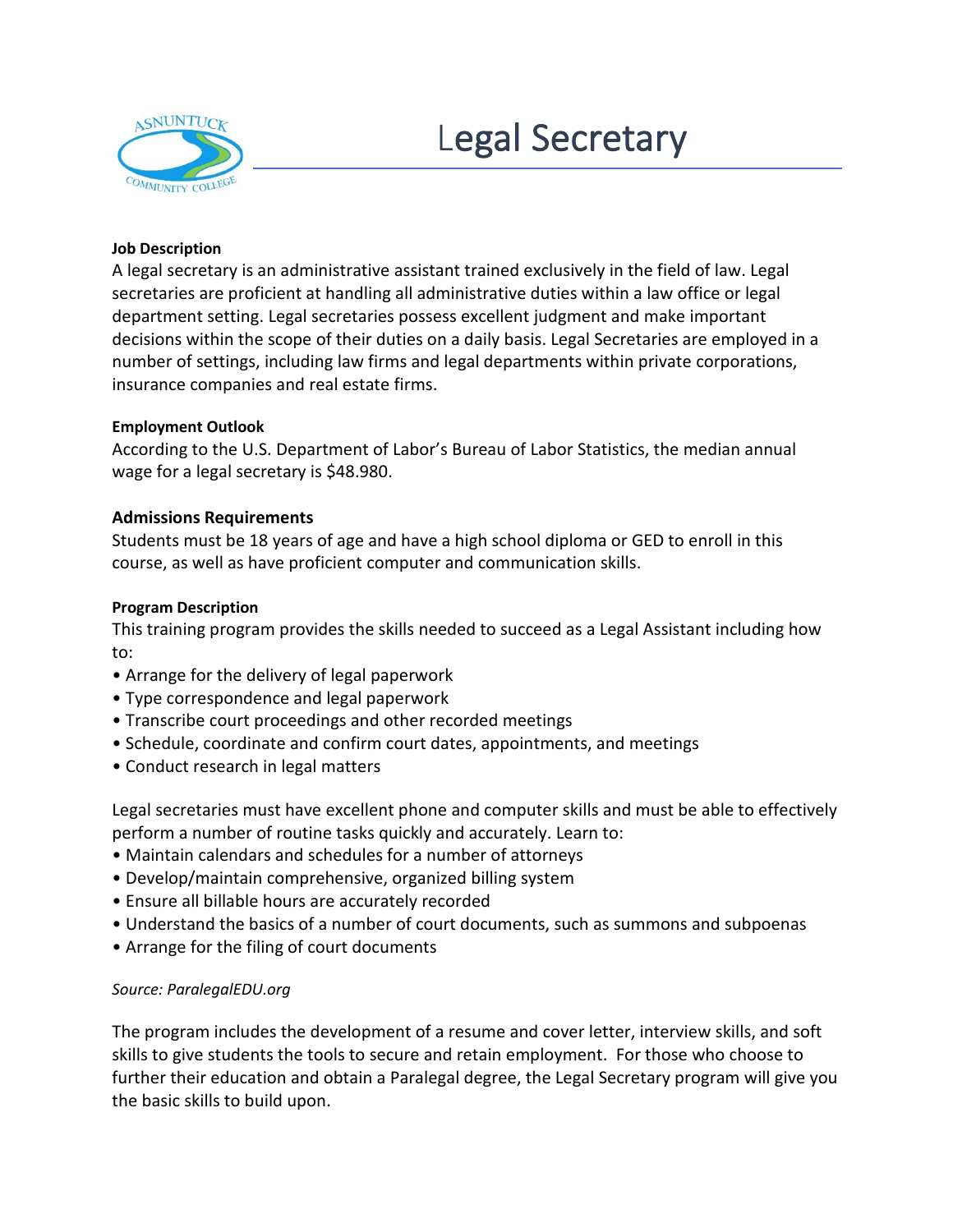# Legal Secretary

**Job Description**

A legal secretary is an administrative assistant trained exclusively in the field of law. Legal secretaries are proficient at handling all administrative duties within a law office or legal department setting. Legal secretaries possess excellent judgment and make important decisions within the scope of their duties on a daily basis. Legal Secretaries are employed in a number of settings, including law firms and legal departments within private corporations, insurance companies and real estate firms.

**Employment Outlook**

According to the U.S. Department of Labor's Bureau of Labor Statistics, the median annual wage for a legal secretary is $48.980.

**Admissions Requirements**

Students must be 18 years of age and have a high school diploma or GED to enroll in this course, as well as have proficient computer and communication skills.

**Program Description**

This training program provides the skills needed to succeed as a Legal Assistant including how to:

- Arrange for the delivery of legal paperwork
- Type correspondence and legal paperwork
- Transcribe court proceedings and other recorded meetings
- Schedule, coordinate and confirm court dates, appointments, and meetings
- Conduct research in legal matters

Legal secretaries must have excellent phone and computer skills and must be able to effectively perform a number of routine tasks quickly and accurately. Learn to:

- Maintain calendars and schedules for a number of attorneys
- Develop/maintain comprehensive, organized billing system
- Ensure all billable hours are accurately recorded
- Understand the basics of a number of court documents, such as summons and subpoenas
- Arrange for the filing of court documents

*Source: ParalegalEDU.org*

The program includes the development of a resume and cover letter, interview skills, and soft skills to give students the tools to secure and retain employment. For those who choose to further their education and obtain a Paralegal degree, the Legal Secretary program will give you the basic skills to build upon.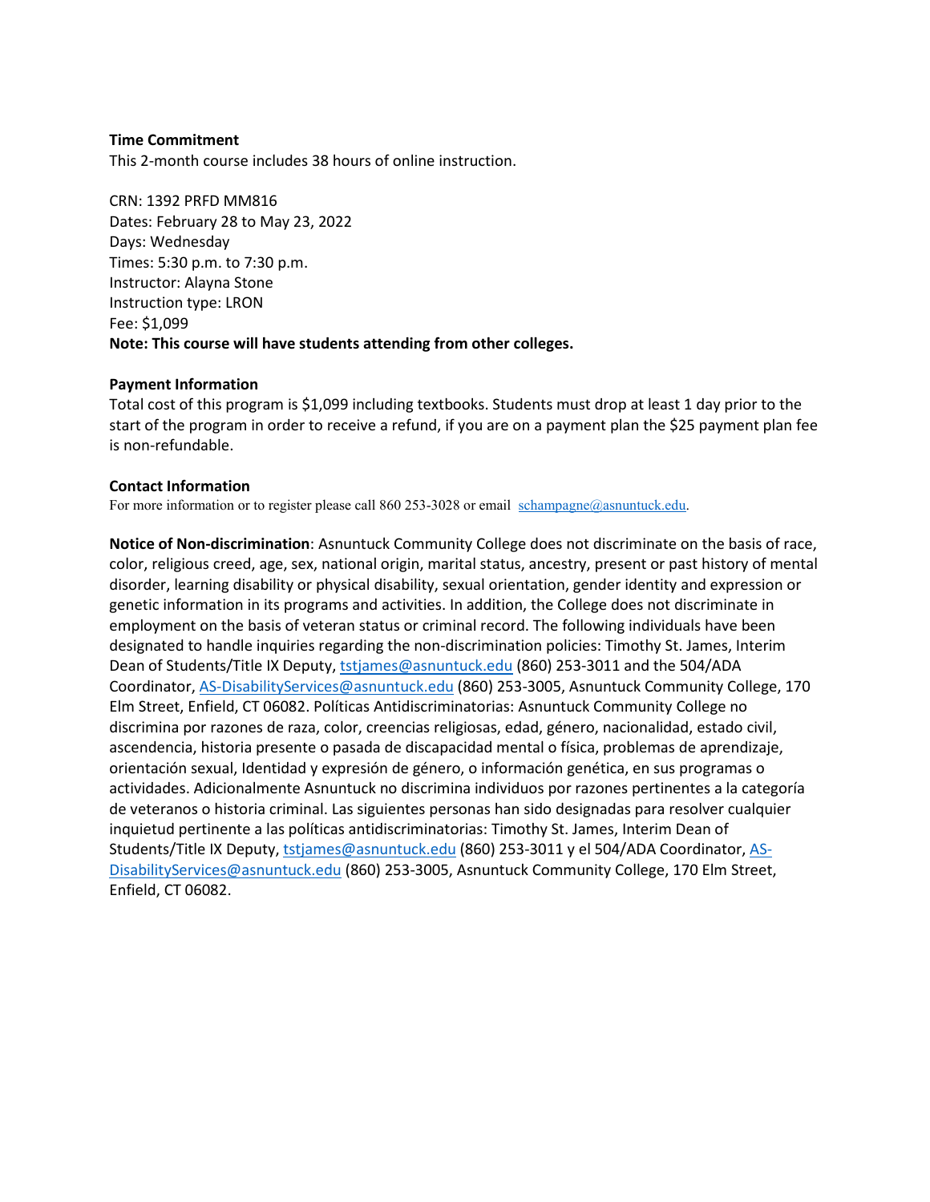**Time Commitment**
This 2-month course includes 38 hours of online instruction.

CRN: 1392 PRFD MM816
Dates: February 28 to May 23, 2022
Days: Wednesday
Times: 5:30 p.m. to 7:30 p.m.
Instructor: Alayna Stone
Instruction type: LRON
Fee: $1,099
**Note: This course will have students attending from other colleges.**

**Payment Information**
Total cost of this program is $1,099 including textbooks. Students must drop at least 1 day prior to the start of the program in order to receive a refund, if you are on a payment plan the $25 payment plan fee is non-refundable.

**Contact Information**
For more information or to register please call 860 253-3028 or email schampagne@asnuntuck.edu.

**Notice of Non-discrimination**: Asnuntuck Community College does not discriminate on the basis of race, color, religious creed, age, sex, national origin, marital status, ancestry, present or past history of mental disorder, learning disability or physical disability, sexual orientation, gender identity and expression or genetic information in its programs and activities. In addition, the College does not discriminate in employment on the basis of veteran status or criminal record. The following individuals have been designated to handle inquiries regarding the non-discrimination policies: Timothy St. James, Interim Dean of Students/Title IX Deputy, tstjames@asnuntuck.edu (860) 253-3011 and the 504/ADA Coordinator, AS-DisabilityServices@asnuntuck.edu (860) 253-3005, Asnuntuck Community College, 170 Elm Street, Enfield, CT 06082. Políticas Antidiscriminatorias: Asnuntuck Community College no discrimina por razones de raza, color, creencias religiosas, edad, género, nacionalidad, estado civil, ascendencia, historia presente o pasada de discapacidad mental o física, problemas de aprendizaje, orientación sexual, Identidad y expresión de género, o información genética, en sus programas o actividades. Adicionalmente Asnuntuck no discrimina individuos por razones pertinentes a la categoría de veteranos o historia criminal. Las siguientes personas han sido designadas para resolver cualquier inquietud pertinente a las políticas antidiscriminatorias: Timothy St. James, Interim Dean of Students/Title IX Deputy, tstjames@asnuntuck.edu (860) 253-3011 y el 504/ADA Coordinator, AS-DisabilityServices@asnuntuck.edu (860) 253-3005, Asnuntuck Community College, 170 Elm Street, Enfield, CT 06082.